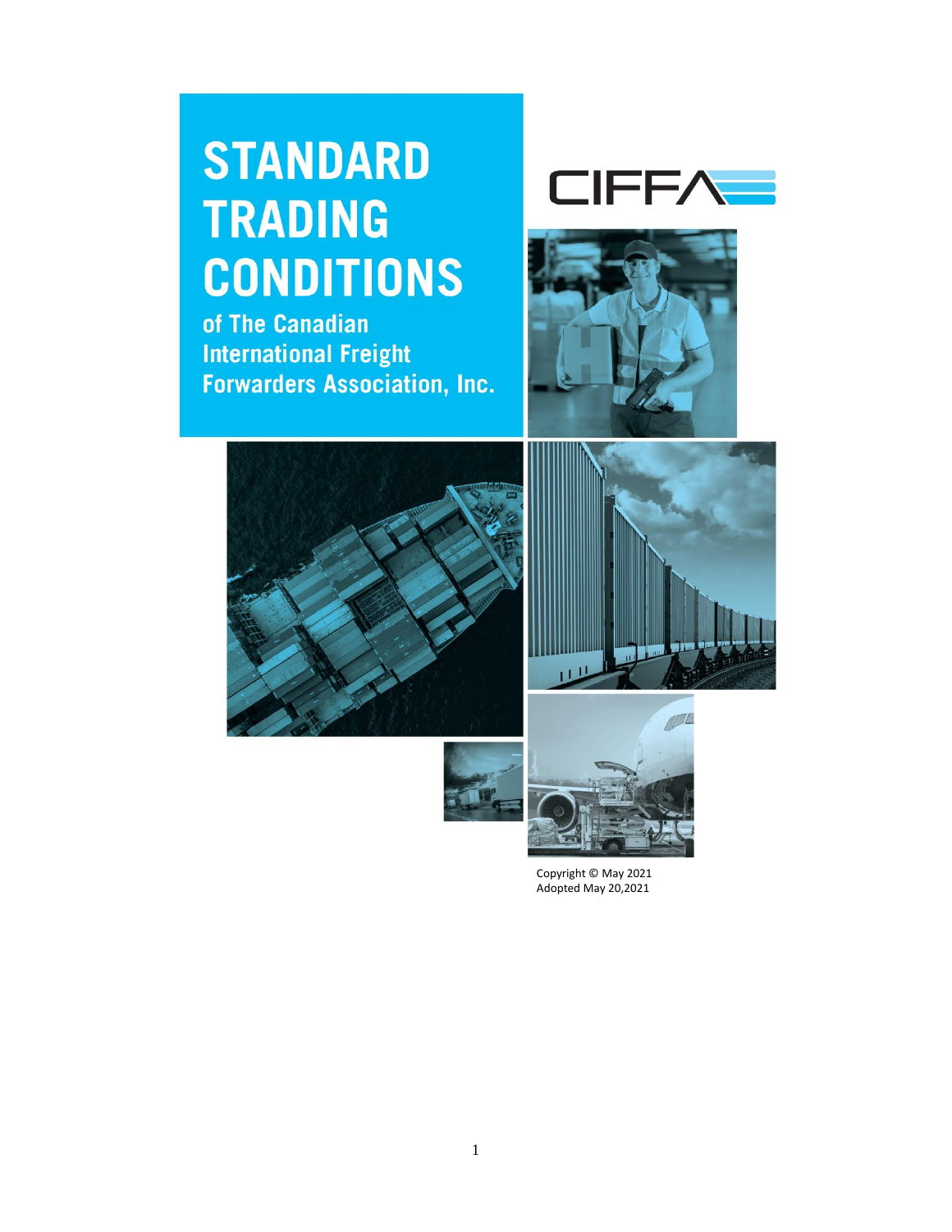# STANDARD TRADING CONDITIONS

**of The Canadian International Freight Forwarders Association, Inc.**

CIFFA

Copyright © May 2021
Adopted May 20,2021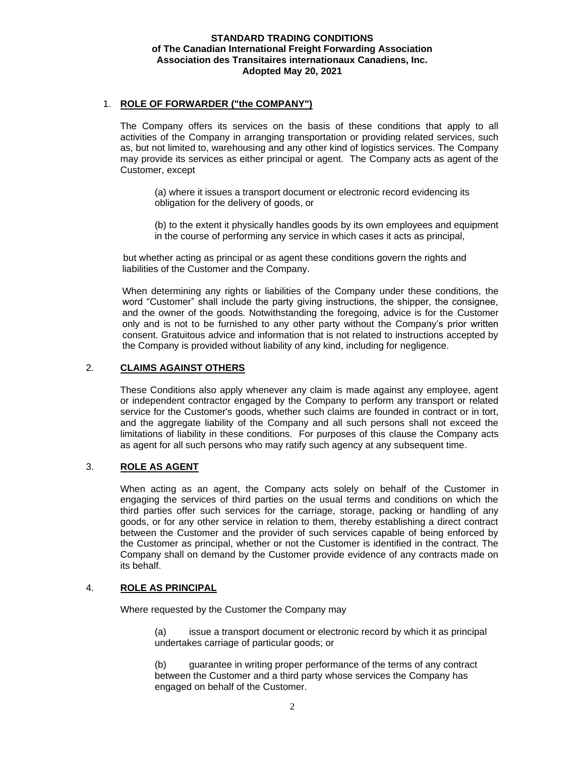**STANDARD TRADING CONDITIONS**
**of The Canadian International Freight Forwarding Association**
**Association des Transitaires internationaux Canadiens, Inc.**
**Adopted May 20, 2021**

## 1. ROLE OF FORWARDER ("the COMPANY")

The Company offers its services on the basis of these conditions that apply to all activities of the Company in arranging transportation or providing related services, such as, but not limited to, warehousing and any other kind of logistics services. The Company may provide its services as either principal or agent. The Company acts as agent of the Customer, except

(a) where it issues a transport document or electronic record evidencing its obligation for the delivery of goods, or

(b) to the extent it physically handles goods by its own employees and equipment in the course of performing any service in which cases it acts as principal,

but whether acting as principal or as agent these conditions govern the rights and liabilities of the Customer and the Company.

When determining any rights or liabilities of the Company under these conditions, the word "Customer" shall include the party giving instructions, the shipper, the consignee, and the owner of the goods. Notwithstanding the foregoing, advice is for the Customer only and is not to be furnished to any other party without the Company's prior written consent. Gratuitous advice and information that is not related to instructions accepted by the Company is provided without liability of any kind, including for negligence.

## 2. CLAIMS AGAINST OTHERS

These Conditions also apply whenever any claim is made against any employee, agent or independent contractor engaged by the Company to perform any transport or related service for the Customer's goods, whether such claims are founded in contract or in tort, and the aggregate liability of the Company and all such persons shall not exceed the limitations of liability in these conditions. For purposes of this clause the Company acts as agent for all such persons who may ratify such agency at any subsequent time.

## 3. ROLE AS AGENT

When acting as an agent, the Company acts solely on behalf of the Customer in engaging the services of third parties on the usual terms and conditions on which the third parties offer such services for the carriage, storage, packing or handling of any goods, or for any other service in relation to them, thereby establishing a direct contract between the Customer and the provider of such services capable of being enforced by the Customer as principal, whether or not the Customer is identified in the contract. The Company shall on demand by the Customer provide evidence of any contracts made on its behalf.

## 4. ROLE AS PRINCIPAL

Where requested by the Customer the Company may

(a) issue a transport document or electronic record by which it as principal undertakes carriage of particular goods; or

(b) guarantee in writing proper performance of the terms of any contract between the Customer and a third party whose services the Company has engaged on behalf of the Customer.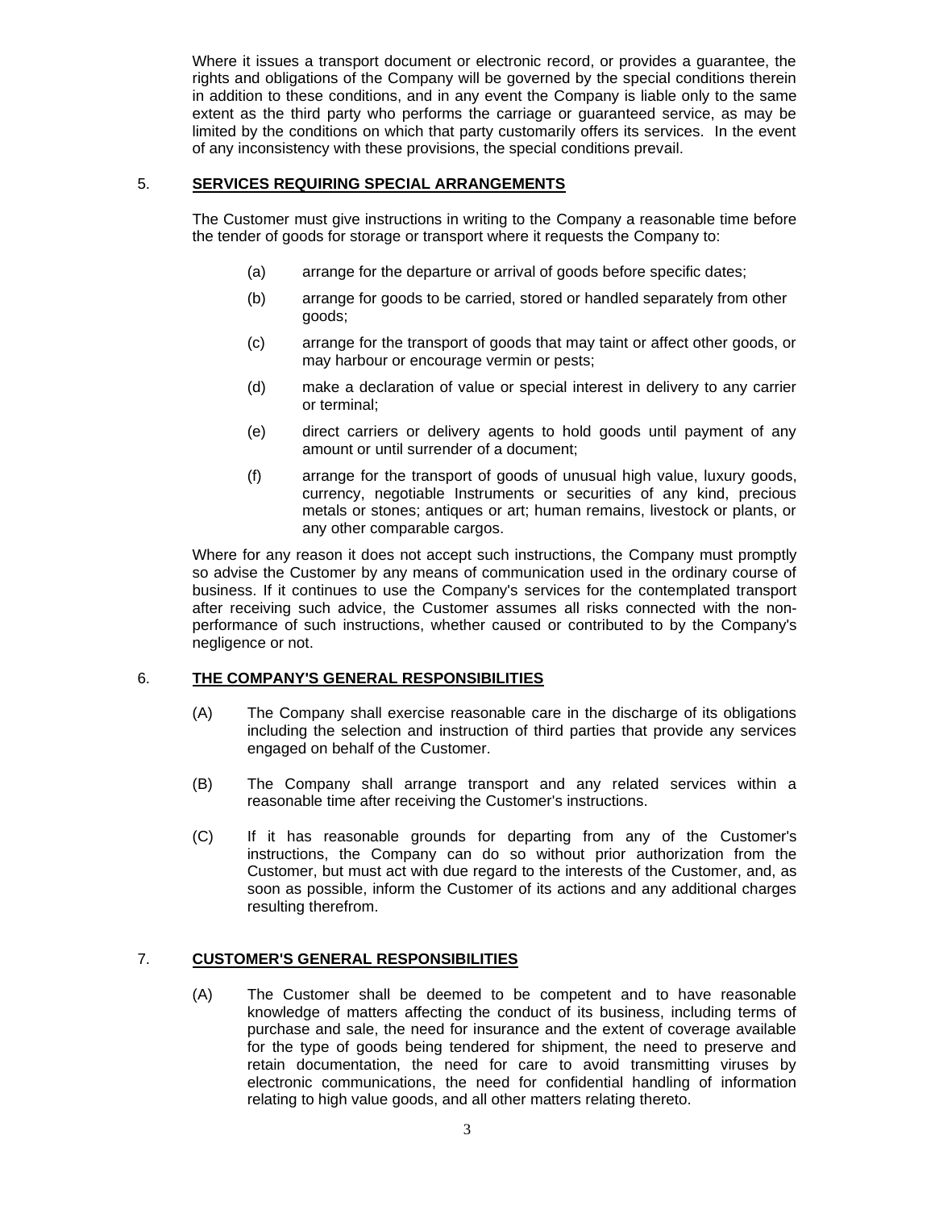Where it issues a transport document or electronic record, or provides a guarantee, the rights and obligations of the Company will be governed by the special conditions therein in addition to these conditions, and in any event the Company is liable only to the same extent as the third party who performs the carriage or guaranteed service, as may be limited by the conditions on which that party customarily offers its services. In the event of any inconsistency with these provisions, the special conditions prevail.

## 5. **SERVICES REQUIRING SPECIAL ARRANGEMENTS**

The Customer must give instructions in writing to the Company a reasonable time before the tender of goods for storage or transport where it requests the Company to:

(a) arrange for the departure or arrival of goods before specific dates;

(b) arrange for goods to be carried, stored or handled separately from other goods;

(c) arrange for the transport of goods that may taint or affect other goods, or may harbour or encourage vermin or pests;

(d) make a declaration of value or special interest in delivery to any carrier or terminal;

(e) direct carriers or delivery agents to hold goods until payment of any amount or until surrender of a document;

(f) arrange for the transport of goods of unusual high value, luxury goods, currency, negotiable Instruments or securities of any kind, precious metals or stones; antiques or art; human remains, livestock or plants, or any other comparable cargos.

Where for any reason it does not accept such instructions, the Company must promptly so advise the Customer by any means of communication used in the ordinary course of business. If it continues to use the Company's services for the contemplated transport after receiving such advice, the Customer assumes all risks connected with the non-performance of such instructions, whether caused or contributed to by the Company's negligence or not.

## 6. **THE COMPANY'S GENERAL RESPONSIBILITIES**

(A) The Company shall exercise reasonable care in the discharge of its obligations including the selection and instruction of third parties that provide any services engaged on behalf of the Customer.

(B) The Company shall arrange transport and any related services within a reasonable time after receiving the Customer's instructions.

(C) If it has reasonable grounds for departing from any of the Customer's instructions, the Company can do so without prior authorization from the Customer, but must act with due regard to the interests of the Customer, and, as soon as possible, inform the Customer of its actions and any additional charges resulting therefrom.

## 7. **CUSTOMER'S GENERAL RESPONSIBILITIES**

(A) The Customer shall be deemed to be competent and to have reasonable knowledge of matters affecting the conduct of its business, including terms of purchase and sale, the need for insurance and the extent of coverage available for the type of goods being tendered for shipment, the need to preserve and retain documentation, the need for care to avoid transmitting viruses by electronic communications, the need for confidential handling of information relating to high value goods, and all other matters relating thereto.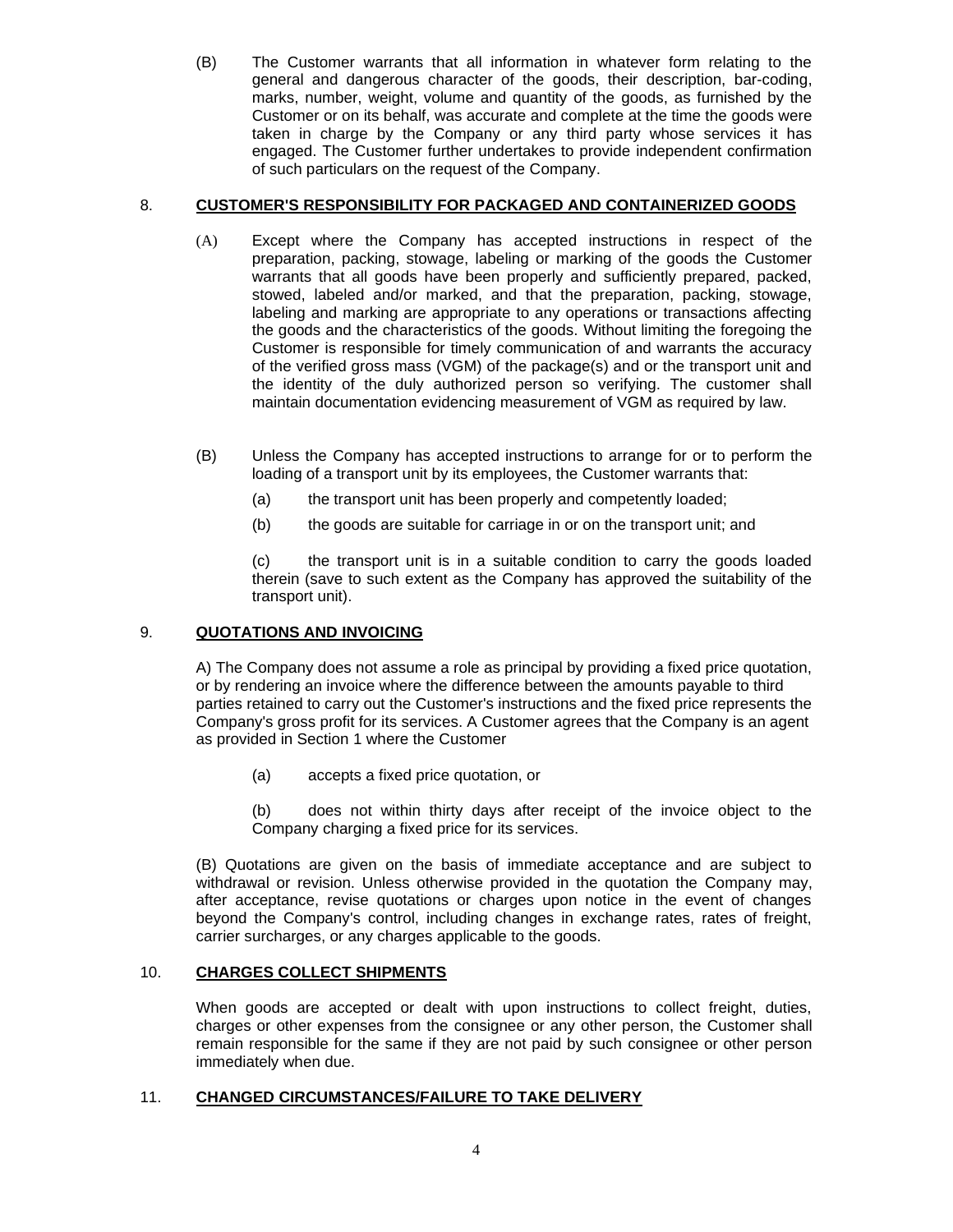(B) The Customer warrants that all information in whatever form relating to the general and dangerous character of the goods, their description, bar-coding, marks, number, weight, volume and quantity of the goods, as furnished by the Customer or on its behalf, was accurate and complete at the time the goods were taken in charge by the Company or any third party whose services it has engaged. The Customer further undertakes to provide independent confirmation of such particulars on the request of the Company.

## 8. **CUSTOMER'S RESPONSIBILITY FOR PACKAGED AND CONTAINERIZED GOODS**

(A) Except where the Company has accepted instructions in respect of the preparation, packing, stowage, labeling or marking of the goods the Customer warrants that all goods have been properly and sufficiently prepared, packed, stowed, labeled and/or marked, and that the preparation, packing, stowage, labeling and marking are appropriate to any operations or transactions affecting the goods and the characteristics of the goods. Without limiting the foregoing the Customer is responsible for timely communication of and warrants the accuracy of the verified gross mass (VGM) of the package(s) and or the transport unit and the identity of the duly authorized person so verifying. The customer shall maintain documentation evidencing measurement of VGM as required by law.

(B) Unless the Company has accepted instructions to arrange for or to perform the loading of a transport unit by its employees, the Customer warrants that:

(a) the transport unit has been properly and competently loaded;

(b) the goods are suitable for carriage in or on the transport unit; and

(c) the transport unit is in a suitable condition to carry the goods loaded therein (save to such extent as the Company has approved the suitability of the transport unit).

## 9. **QUOTATIONS AND INVOICING**

A) The Company does not assume a role as principal by providing a fixed price quotation, or by rendering an invoice where the difference between the amounts payable to third parties retained to carry out the Customer's instructions and the fixed price represents the Company's gross profit for its services. A Customer agrees that the Company is an agent as provided in Section 1 where the Customer

(a) accepts a fixed price quotation, or

(b) does not within thirty days after receipt of the invoice object to the Company charging a fixed price for its services.

(B) Quotations are given on the basis of immediate acceptance and are subject to withdrawal or revision. Unless otherwise provided in the quotation the Company may, after acceptance, revise quotations or charges upon notice in the event of changes beyond the Company's control, including changes in exchange rates, rates of freight, carrier surcharges, or any charges applicable to the goods.

## 10. **CHARGES COLLECT SHIPMENTS**

When goods are accepted or dealt with upon instructions to collect freight, duties, charges or other expenses from the consignee or any other person, the Customer shall remain responsible for the same if they are not paid by such consignee or other person immediately when due.

## 11. **CHANGED CIRCUMSTANCES/FAILURE TO TAKE DELIVERY**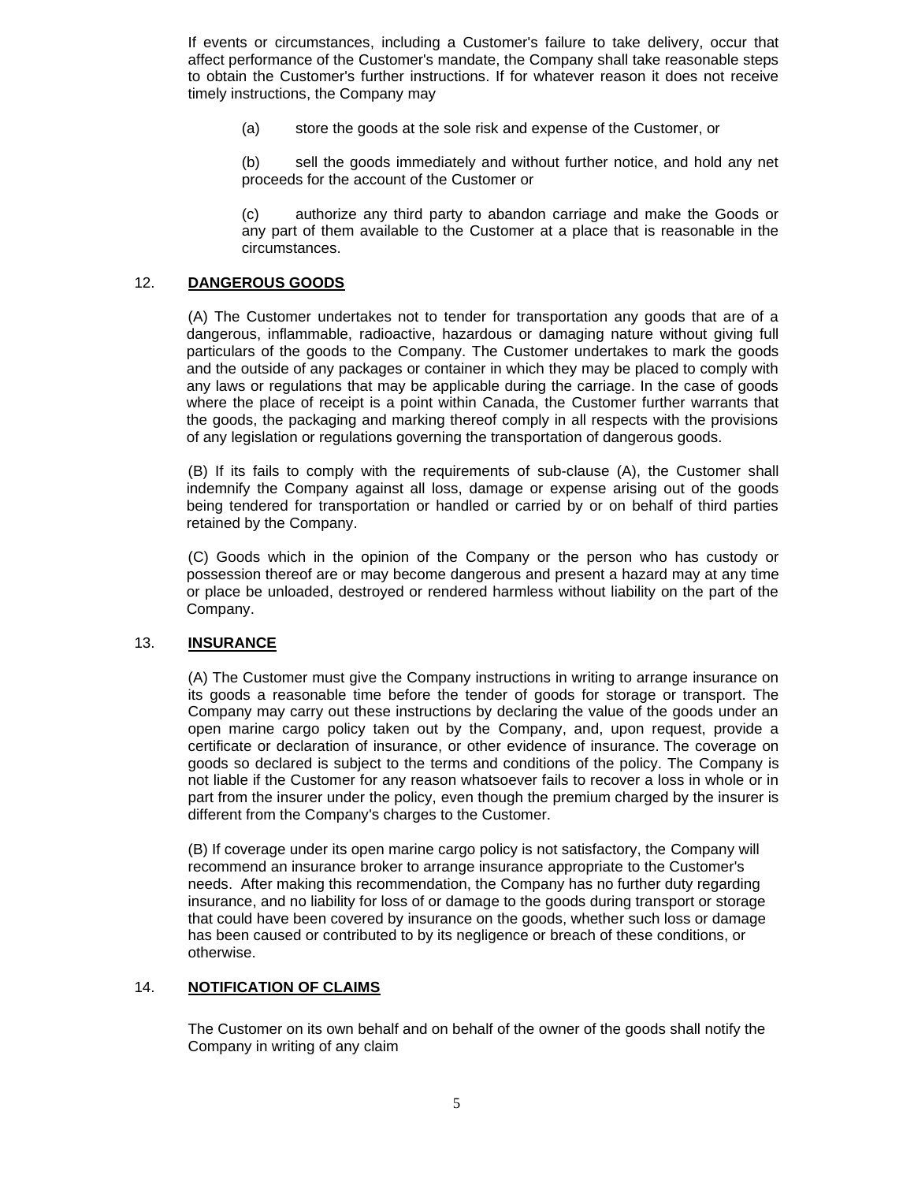If events or circumstances, including a Customer's failure to take delivery, occur that affect performance of the Customer's mandate, the Company shall take reasonable steps to obtain the Customer's further instructions. If for whatever reason it does not receive timely instructions, the Company may

(a) store the goods at the sole risk and expense of the Customer, or

(b) sell the goods immediately and without further notice, and hold any net proceeds for the account of the Customer or

(c) authorize any third party to abandon carriage and make the Goods or any part of them available to the Customer at a place that is reasonable in the circumstances.

## 12. DANGEROUS GOODS

(A) The Customer undertakes not to tender for transportation any goods that are of a dangerous, inflammable, radioactive, hazardous or damaging nature without giving full particulars of the goods to the Company. The Customer undertakes to mark the goods and the outside of any packages or container in which they may be placed to comply with any laws or regulations that may be applicable during the carriage. In the case of goods where the place of receipt is a point within Canada, the Customer further warrants that the goods, the packaging and marking thereof comply in all respects with the provisions of any legislation or regulations governing the transportation of dangerous goods.

(B) If its fails to comply with the requirements of sub-clause (A), the Customer shall indemnify the Company against all loss, damage or expense arising out of the goods being tendered for transportation or handled or carried by or on behalf of third parties retained by the Company.

(C) Goods which in the opinion of the Company or the person who has custody or possession thereof are or may become dangerous and present a hazard may at any time or place be unloaded, destroyed or rendered harmless without liability on the part of the Company.

## 13. INSURANCE

(A) The Customer must give the Company instructions in writing to arrange insurance on its goods a reasonable time before the tender of goods for storage or transport. The Company may carry out these instructions by declaring the value of the goods under an open marine cargo policy taken out by the Company, and, upon request, provide a certificate or declaration of insurance, or other evidence of insurance. The coverage on goods so declared is subject to the terms and conditions of the policy. The Company is not liable if the Customer for any reason whatsoever fails to recover a loss in whole or in part from the insurer under the policy, even though the premium charged by the insurer is different from the Company's charges to the Customer.

(B) If coverage under its open marine cargo policy is not satisfactory, the Company will recommend an insurance broker to arrange insurance appropriate to the Customer's needs. After making this recommendation, the Company has no further duty regarding insurance, and no liability for loss of or damage to the goods during transport or storage that could have been covered by insurance on the goods, whether such loss or damage has been caused or contributed to by its negligence or breach of these conditions, or otherwise.

## 14. NOTIFICATION OF CLAIMS

The Customer on its own behalf and on behalf of the owner of the goods shall notify the Company in writing of any claim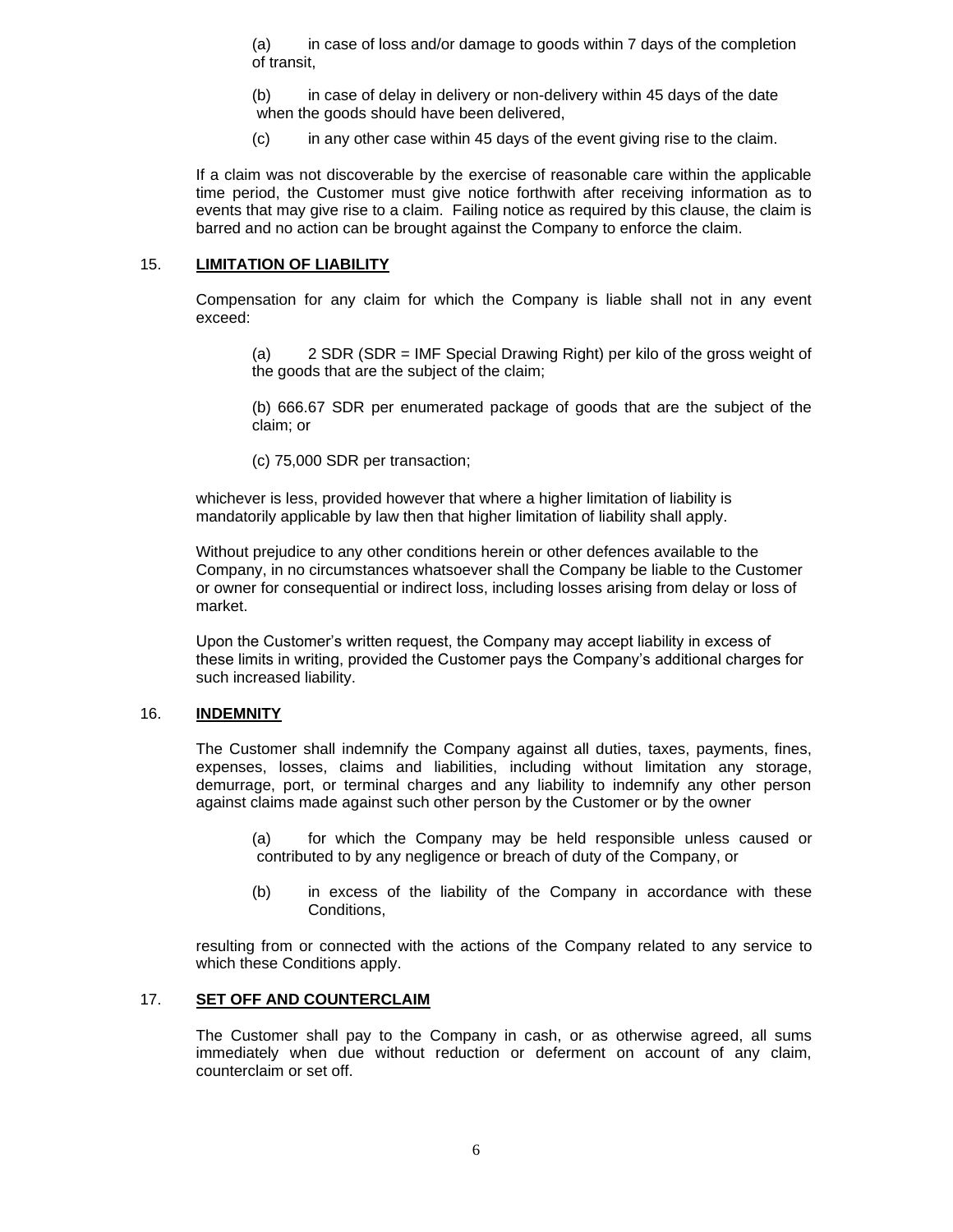(a) in case of loss and/or damage to goods within 7 days of the completion of transit,

(b) in case of delay in delivery or non-delivery within 45 days of the date when the goods should have been delivered,

(c) in any other case within 45 days of the event giving rise to the claim.

If a claim was not discoverable by the exercise of reasonable care within the applicable time period, the Customer must give notice forthwith after receiving information as to events that may give rise to a claim. Failing notice as required by this clause, the claim is barred and no action can be brought against the Company to enforce the claim.

## 15. LIMITATION OF LIABILITY

Compensation for any claim for which the Company is liable shall not in any event exceed:

(a) 2 SDR (SDR = IMF Special Drawing Right) per kilo of the gross weight of the goods that are the subject of the claim;

(b) 666.67 SDR per enumerated package of goods that are the subject of the claim; or

(c) 75,000 SDR per transaction;

whichever is less, provided however that where a higher limitation of liability is mandatorily applicable by law then that higher limitation of liability shall apply.

Without prejudice to any other conditions herein or other defences available to the Company, in no circumstances whatsoever shall the Company be liable to the Customer or owner for consequential or indirect loss, including losses arising from delay or loss of market.

Upon the Customer's written request, the Company may accept liability in excess of these limits in writing, provided the Customer pays the Company's additional charges for such increased liability.

## 16. INDEMNITY

The Customer shall indemnify the Company against all duties, taxes, payments, fines, expenses, losses, claims and liabilities, including without limitation any storage, demurrage, port, or terminal charges and any liability to indemnify any other person against claims made against such other person by the Customer or by the owner

(a) for which the Company may be held responsible unless caused or contributed to by any negligence or breach of duty of the Company, or

(b) in excess of the liability of the Company in accordance with these Conditions,

resulting from or connected with the actions of the Company related to any service to which these Conditions apply.

## 17. SET OFF AND COUNTERCLAIM

The Customer shall pay to the Company in cash, or as otherwise agreed, all sums immediately when due without reduction or deferment on account of any claim, counterclaim or set off.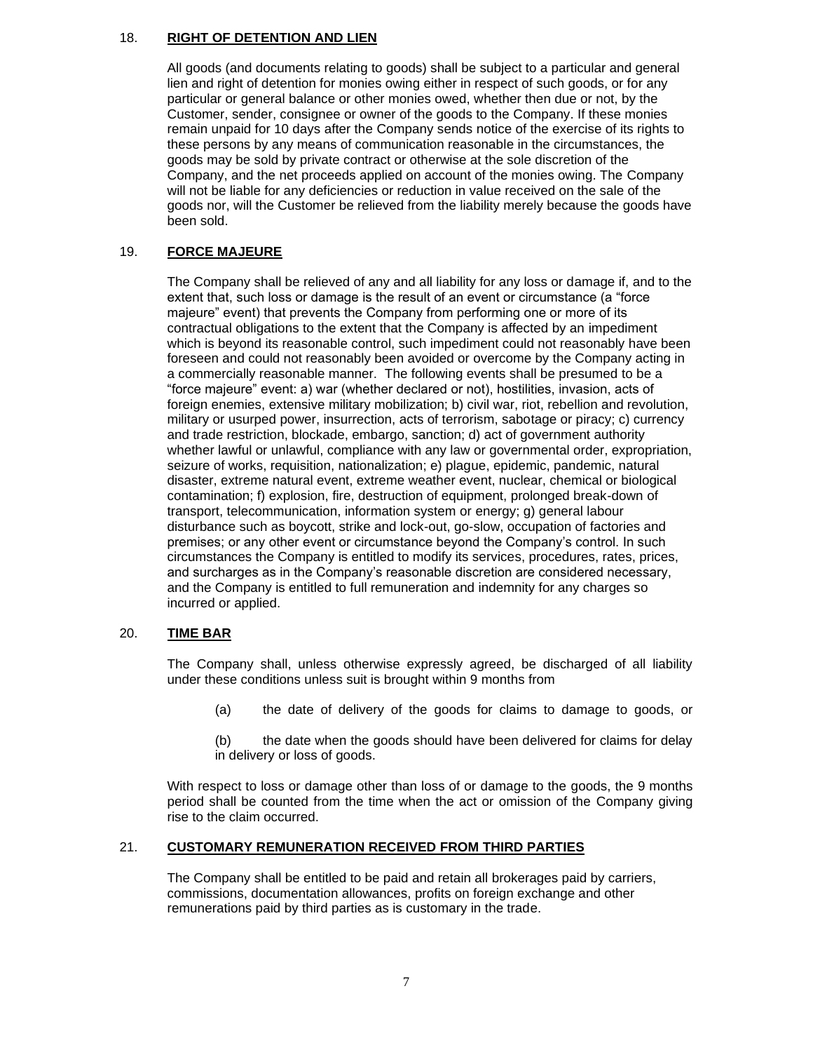## 18. **RIGHT OF DETENTION AND LIEN**

All goods (and documents relating to goods) shall be subject to a particular and general lien and right of detention for monies owing either in respect of such goods, or for any particular or general balance or other monies owed, whether then due or not, by the Customer, sender, consignee or owner of the goods to the Company. If these monies remain unpaid for 10 days after the Company sends notice of the exercise of its rights to these persons by any means of communication reasonable in the circumstances, the goods may be sold by private contract or otherwise at the sole discretion of the Company, and the net proceeds applied on account of the monies owing. The Company will not be liable for any deficiencies or reduction in value received on the sale of the goods nor, will the Customer be relieved from the liability merely because the goods have been sold.

## 19. **FORCE MAJEURE**

The Company shall be relieved of any and all liability for any loss or damage if, and to the extent that, such loss or damage is the result of an event or circumstance (a "force majeure" event) that prevents the Company from performing one or more of its contractual obligations to the extent that the Company is affected by an impediment which is beyond its reasonable control, such impediment could not reasonably have been foreseen and could not reasonably been avoided or overcome by the Company acting in a commercially reasonable manner. The following events shall be presumed to be a "force majeure" event: a) war (whether declared or not), hostilities, invasion, acts of foreign enemies, extensive military mobilization; b) civil war, riot, rebellion and revolution, military or usurped power, insurrection, acts of terrorism, sabotage or piracy; c) currency and trade restriction, blockade, embargo, sanction; d) act of government authority whether lawful or unlawful, compliance with any law or governmental order, expropriation, seizure of works, requisition, nationalization; e) plague, epidemic, pandemic, natural disaster, extreme natural event, extreme weather event, nuclear, chemical or biological contamination; f) explosion, fire, destruction of equipment, prolonged break-down of transport, telecommunication, information system or energy; g) general labour disturbance such as boycott, strike and lock-out, go-slow, occupation of factories and premises; or any other event or circumstance beyond the Company's control. In such circumstances the Company is entitled to modify its services, procedures, rates, prices, and surcharges as in the Company's reasonable discretion are considered necessary, and the Company is entitled to full remuneration and indemnity for any charges so incurred or applied.

## 20. **TIME BAR**

The Company shall, unless otherwise expressly agreed, be discharged of all liability under these conditions unless suit is brought within 9 months from

(a) the date of delivery of the goods for claims to damage to goods, or

(b) the date when the goods should have been delivered for claims for delay in delivery or loss of goods.

With respect to loss or damage other than loss of or damage to the goods, the 9 months period shall be counted from the time when the act or omission of the Company giving rise to the claim occurred.

## 21. **CUSTOMARY REMUNERATION RECEIVED FROM THIRD PARTIES**

The Company shall be entitled to be paid and retain all brokerages paid by carriers, commissions, documentation allowances, profits on foreign exchange and other remunerations paid by third parties as is customary in the trade.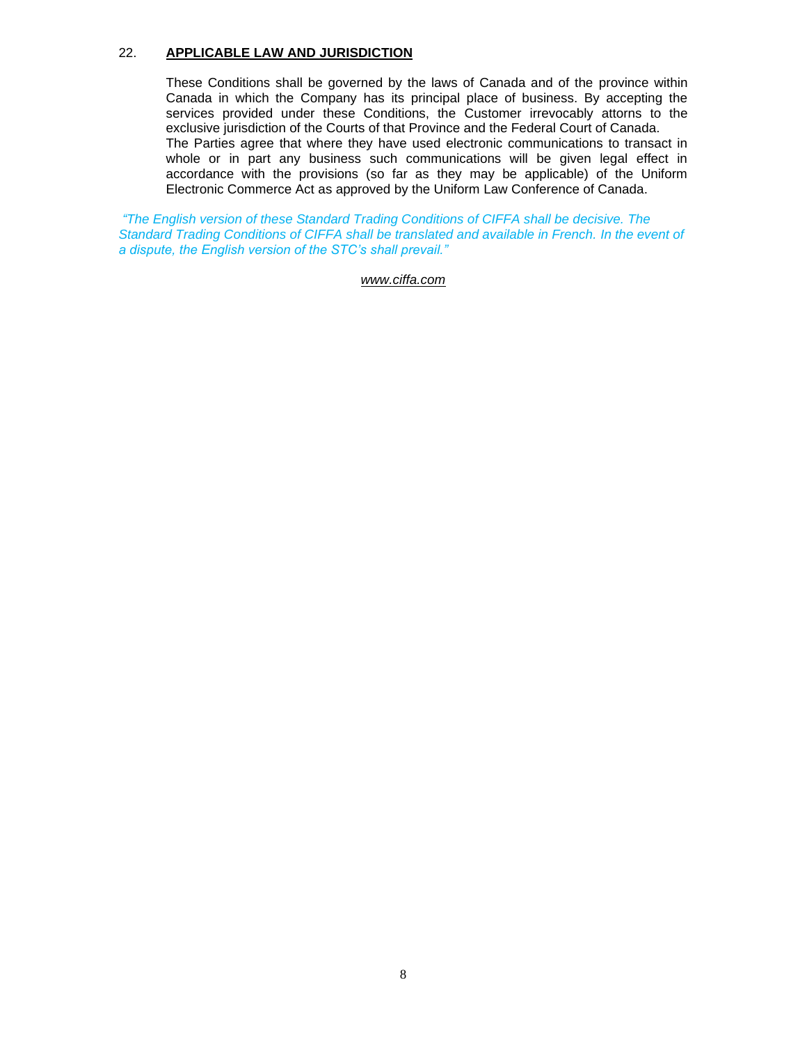## 22. **APPLICABLE LAW AND JURISDICTION**

These Conditions shall be governed by the laws of Canada and of the province within Canada in which the Company has its principal place of business. By accepting the services provided under these Conditions, the Customer irrevocably attorns to the exclusive jurisdiction of the Courts of that Province and the Federal Court of Canada.
The Parties agree that where they have used electronic communications to transact in whole or in part any business such communications will be given legal effect in accordance with the provisions (so far as they may be applicable) of the Uniform Electronic Commerce Act as approved by the Uniform Law Conference of Canada.

*"The English version of these Standard Trading Conditions of CIFFA shall be decisive. The Standard Trading Conditions of CIFFA shall be translated and available in French. In the event of a dispute, the English version of the STC's shall prevail."*

www.ciffa.com